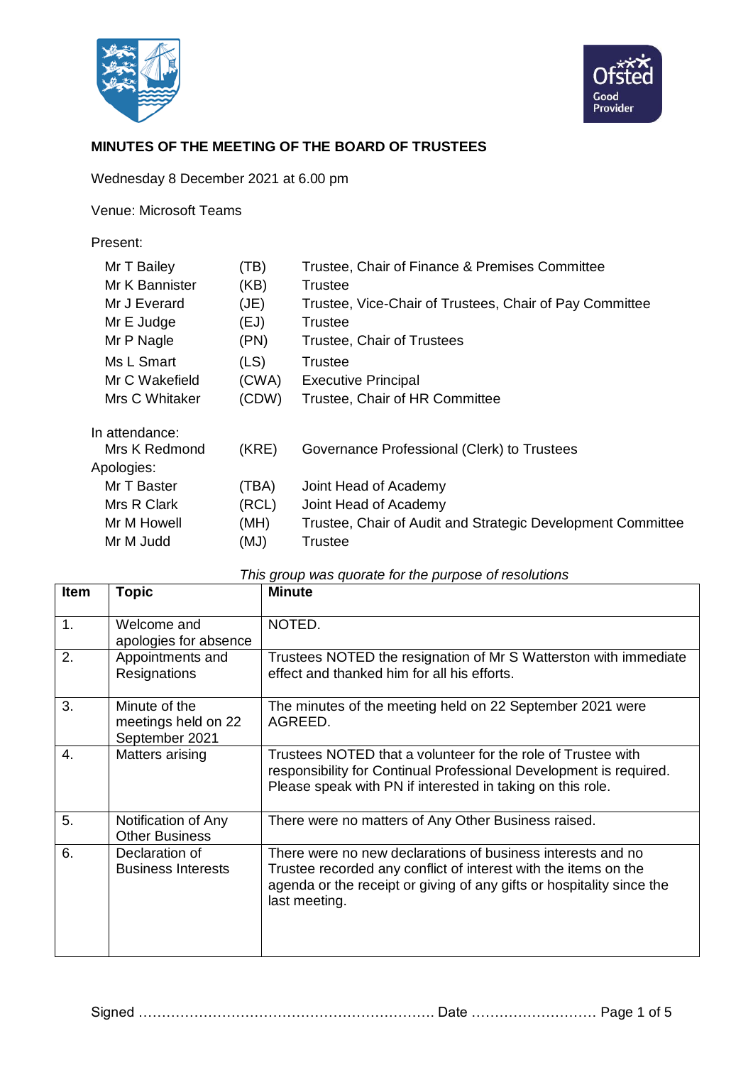# MINUTES OF THE MEETING OF THE BOARD OF TRUSTEES

Wednesday 8 December 2021 at 6.00 pm

Venue: Microsoft Teams

Present:

| | | |
|---|---|---|
| Mr T Bailey | (TB) | Trustee, Chair of Finance & Premises Committee |
| Mr K Bannister | (KB) | Trustee |
| Mr J Everard | (JE) | Trustee, Vice-Chair of Trustees, Chair of Pay Committee |
| Mr E Judge | (EJ) | Trustee |
| Mr P Nagle | (PN) | Trustee, Chair of Trustees |
| Ms L Smart | (LS) | Trustee |
| Mr C Wakefield | (CWA) | Executive Principal |
| Mrs C Whitaker | (CDW) | Trustee, Chair of HR Committee |

In attendance:

| | | |
|---|---|---|
| Mrs K Redmond | (KRE) | Governance Professional (Clerk) to Trustees |

Apologies:

| | | |
|---|---|---|
| Mr T Baster | (TBA) | Joint Head of Academy |
| Mrs R Clark | (RCL) | Joint Head of Academy |
| Mr M Howell | (MH) | Trustee, Chair of Audit and Strategic Development Committee |
| Mr M Judd | (MJ) | Trustee |

*This group was quorate for the purpose of resolutions*

| Item | Topic | Minute |
|---|---|---|
| 1. | Welcome and apologies for absence | NOTED. |
| 2. | Appointments and Resignations | Trustees NOTED the resignation of Mr S Watterston with immediate effect and thanked him for all his efforts. |
| 3. | Minute of the meetings held on 22 September 2021 | The minutes of the meeting held on 22 September 2021 were AGREED. |
| 4. | Matters arising | Trustees NOTED that a volunteer for the role of Trustee with responsibility for Continual Professional Development is required. Please speak with PN if interested in taking on this role. |
| 5. | Notification of Any Other Business | There were no matters of Any Other Business raised. |
| 6. | Declaration of Business Interests | There were no new declarations of business interests and no Trustee recorded any conflict of interest with the items on the agenda or the receipt or giving of any gifts or hospitality since the last meeting. |

Signed ………………………………………………………. Date ………………………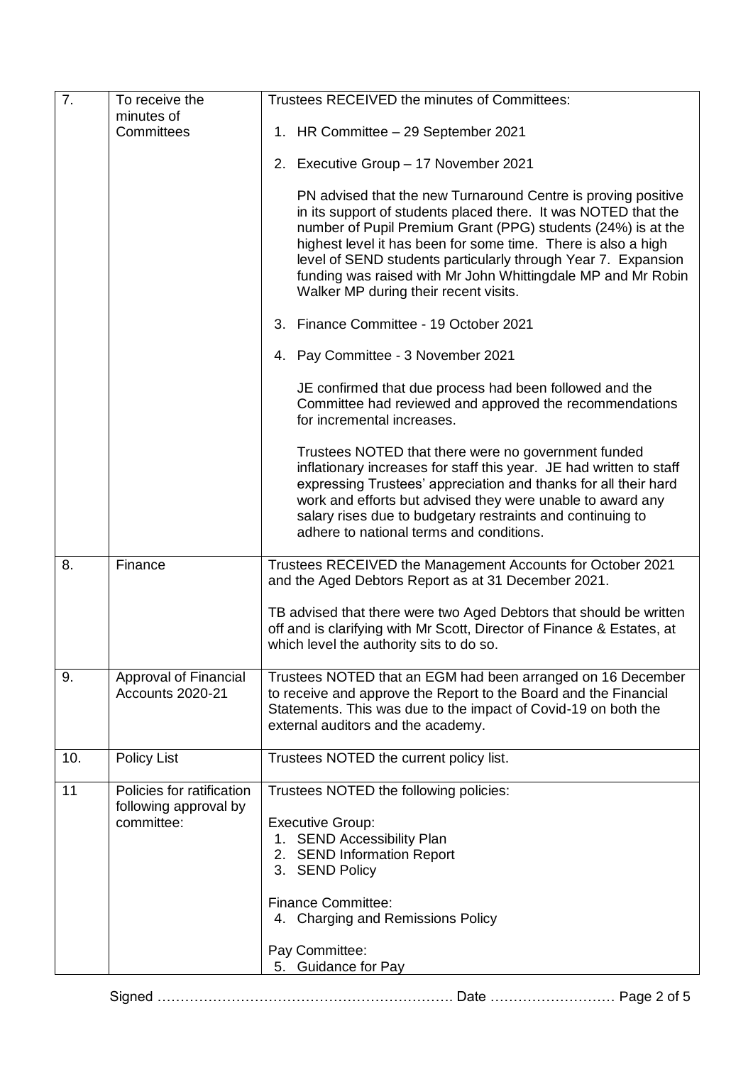| 7. | To receive the minutes of Committees | Trustees RECEIVED the minutes of Committees:<br><br>1. HR Committee – 29 September 2021<br><br>2. Executive Group – 17 November 2021<br><br>PN advised that the new Turnaround Centre is proving positive in its support of students placed there. It was NOTED that the number of Pupil Premium Grant (PPG) students (24%) is at the highest level it has been for some time. There is also a high level of SEND students particularly through Year 7. Expansion funding was raised with Mr John Whittingdale MP and Mr Robin Walker MP during their recent visits.<br><br>3. Finance Committee - 19 October 2021<br><br>4. Pay Committee - 3 November 2021<br><br>JE confirmed that due process had been followed and the Committee had reviewed and approved the recommendations for incremental increases.<br><br>Trustees NOTED that there were no government funded inflationary increases for staff this year. JE had written to staff expressing Trustees' appreciation and thanks for all their hard work and efforts but advised they were unable to award any salary rises due to budgetary restraints and continuing to adhere to national terms and conditions. |
|---|---|---|
| 8. | Finance | Trustees RECEIVED the Management Accounts for October 2021 and the Aged Debtors Report as at 31 December 2021.<br><br>TB advised that there were two Aged Debtors that should be written off and is clarifying with Mr Scott, Director of Finance & Estates, at which level the authority sits to do so. |
| 9. | Approval of Financial Accounts 2020-21 | Trustees NOTED that an EGM had been arranged on 16 December to receive and approve the Report to the Board and the Financial Statements. This was due to the impact of Covid-19 on both the external auditors and the academy. |
| 10. | Policy List | Trustees NOTED the current policy list. |
| 11 | Policies for ratification following approval by committee: | Trustees NOTED the following policies:<br><br>Executive Group:<br>1. SEND Accessibility Plan<br>2. SEND Information Report<br>3. SEND Policy<br><br>Finance Committee:<br>4. Charging and Remissions Policy<br><br>Pay Committee:<br>5. Guidance for Pay |

Signed ………………………………………………………. Date ………………………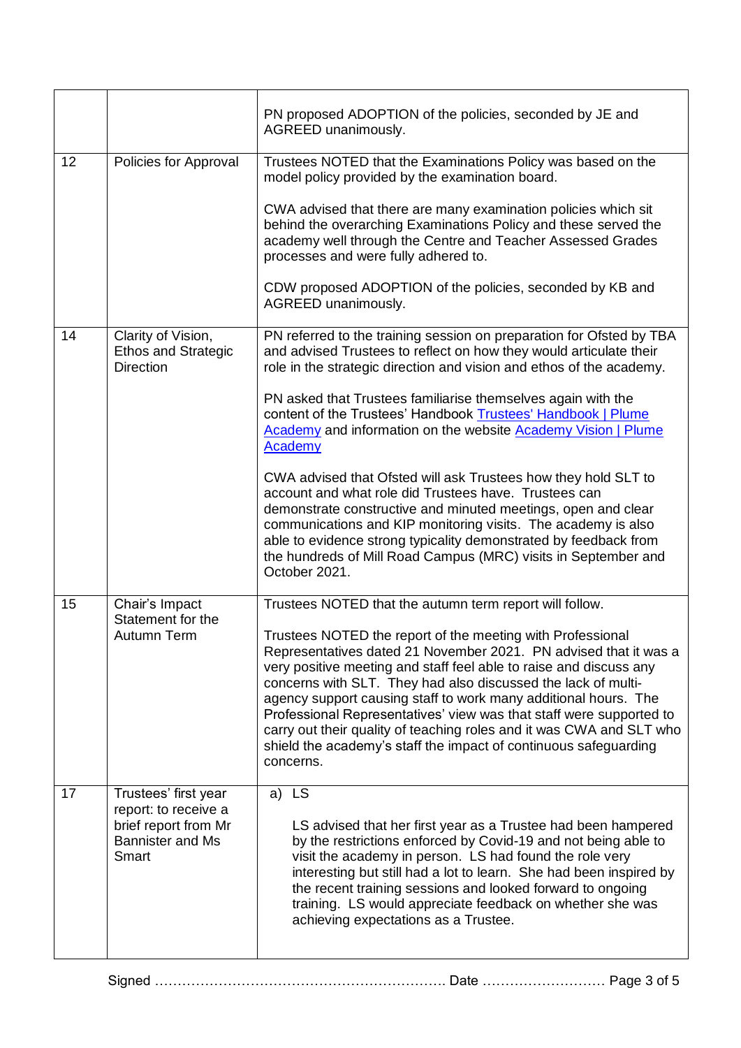|  |  |  |
|---|---|---|
|  |  | PN proposed ADOPTION of the policies, seconded by JE and AGREED unanimously. |
| 12 | Policies for Approval | Trustees NOTED that the Examinations Policy was based on the model policy provided by the examination board.<br><br>CWA advised that there are many examination policies which sit behind the overarching Examinations Policy and these served the academy well through the Centre and Teacher Assessed Grades processes and were fully adhered to.<br><br>CDW proposed ADOPTION of the policies, seconded by KB and AGREED unanimously. |
| 14 | Clarity of Vision, Ethos and Strategic Direction | PN referred to the training session on preparation for Ofsted by TBA and advised Trustees to reflect on how they would articulate their role in the strategic direction and vision and ethos of the academy.<br><br>PN asked that Trustees familiarise themselves again with the content of the Trustees' Handbook [Trustees' Handbook \| Plume Academy] and information on the website [Academy Vision \| Plume Academy]<br><br>CWA advised that Ofsted will ask Trustees how they hold SLT to account and what role did Trustees have. Trustees can demonstrate constructive and minuted meetings, open and clear communications and KIP monitoring visits. The academy is also able to evidence strong typicality demonstrated by feedback from the hundreds of Mill Road Campus (MRC) visits in September and October 2021. |
| 15 | Chair's Impact Statement for the Autumn Term | Trustees NOTED that the autumn term report will follow.<br><br>Trustees NOTED the report of the meeting with Professional Representatives dated 21 November 2021. PN advised that it was a very positive meeting and staff feel able to raise and discuss any concerns with SLT. They had also discussed the lack of multi-agency support causing staff to work many additional hours. The Professional Representatives' view was that staff were supported to carry out their quality of teaching roles and it was CWA and SLT who shield the academy's staff the impact of continuous safeguarding concerns. |
| 17 | Trustees' first year report: to receive a brief report from Mr Bannister and Ms Smart | a) LS<br><br>LS advised that her first year as a Trustee had been hampered by the restrictions enforced by Covid-19 and not being able to visit the academy in person. LS had found the role very interesting but still had a lot to learn. She had been inspired by the recent training sessions and looked forward to ongoing training. LS would appreciate feedback on whether she was achieving expectations as a Trustee. |

Signed ………………………………………………………. Date ………………………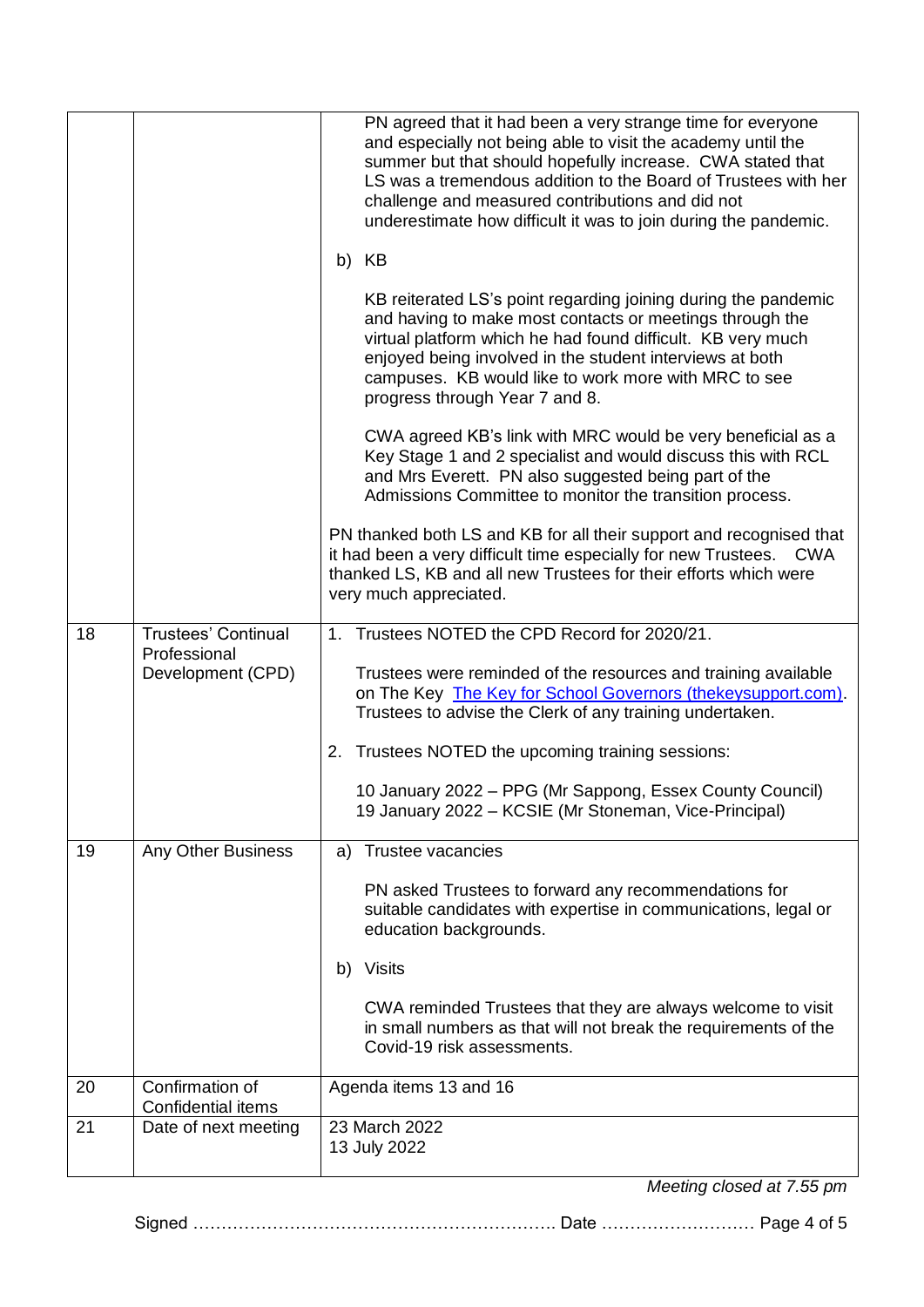| | | |
|---|---|---|
| | | PN agreed that it had been a very strange time for everyone and especially not being able to visit the academy until the summer but that should hopefully increase. CWA stated that LS was a tremendous addition to the Board of Trustees with her challenge and measured contributions and did not underestimate how difficult it was to join during the pandemic.<br><br>b) KB<br><br>KB reiterated LS's point regarding joining during the pandemic and having to make most contacts or meetings through the virtual platform which he had found difficult. KB very much enjoyed being involved in the student interviews at both campuses. KB would like to work more with MRC to see progress through Year 7 and 8.<br><br>CWA agreed KB's link with MRC would be very beneficial as a Key Stage 1 and 2 specialist and would discuss this with RCL and Mrs Everett. PN also suggested being part of the Admissions Committee to monitor the transition process.<br><br>PN thanked both LS and KB for all their support and recognised that it had been a very difficult time especially for new Trustees. CWA thanked LS, KB and all new Trustees for their efforts which were very much appreciated. |
| 18 | Trustees' Continual Professional Development (CPD) | 1. Trustees NOTED the CPD Record for 2020/21.<br><br>Trustees were reminded of the resources and training available on The Key [The Key for School Governors (thekeysupport.com)](https://thekeysupport.com). Trustees to advise the Clerk of any training undertaken.<br><br>2. Trustees NOTED the upcoming training sessions:<br><br>10 January 2022 – PPG (Mr Sappong, Essex County Council)<br>19 January 2022 – KCSIE (Mr Stoneman, Vice-Principal) |
| 19 | Any Other Business | a) Trustee vacancies<br><br>PN asked Trustees to forward any recommendations for suitable candidates with expertise in communications, legal or education backgrounds.<br><br>b) Visits<br><br>CWA reminded Trustees that they are always welcome to visit in small numbers as that will not break the requirements of the Covid-19 risk assessments. |
| 20 | Confirmation of Confidential items | Agenda items 13 and 16 |
| 21 | Date of next meeting | 23 March 2022<br>13 July 2022 |

*Meeting closed at 7.55 pm*

Signed ……………………………………………………… Date ………………………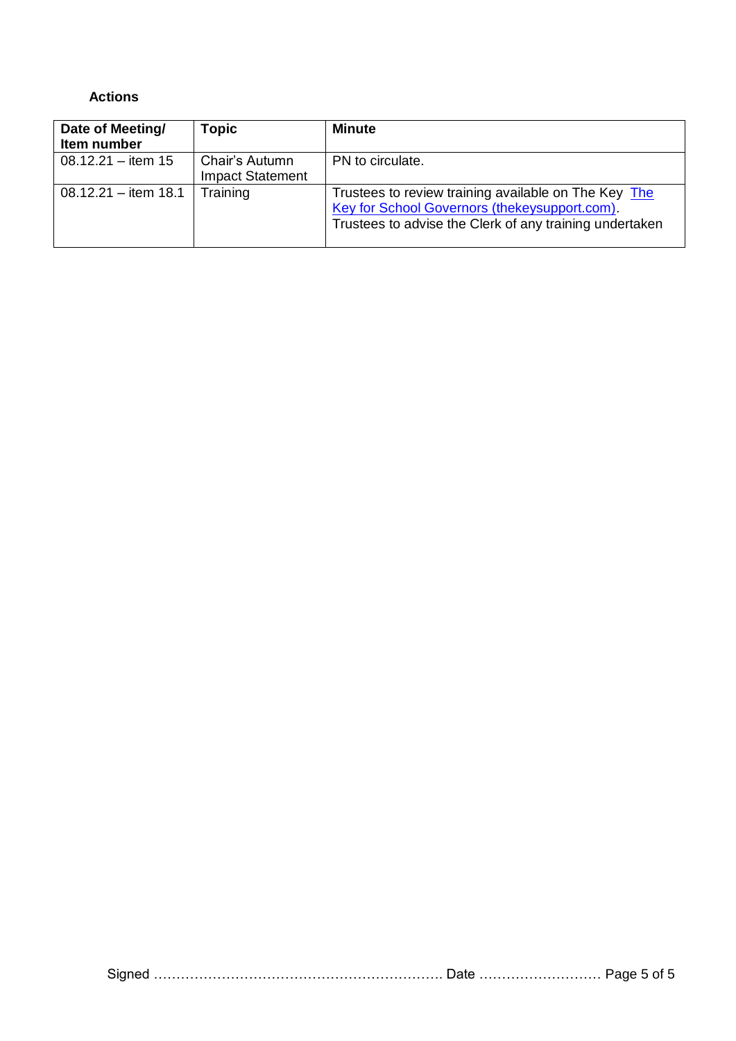**Actions**

| Date of Meeting/ Item number | Topic | Minute |
|---|---|---|
| 08.12.21 – item 15 | Chair's Autumn Impact Statement | PN to circulate. |
| 08.12.21 – item 18.1 | Training | Trustees to review training available on The Key The Key for School Governors (thekeysupport.com). Trustees to advise the Clerk of any training undertaken |

Signed ………………………………………………………. Date ……………………….